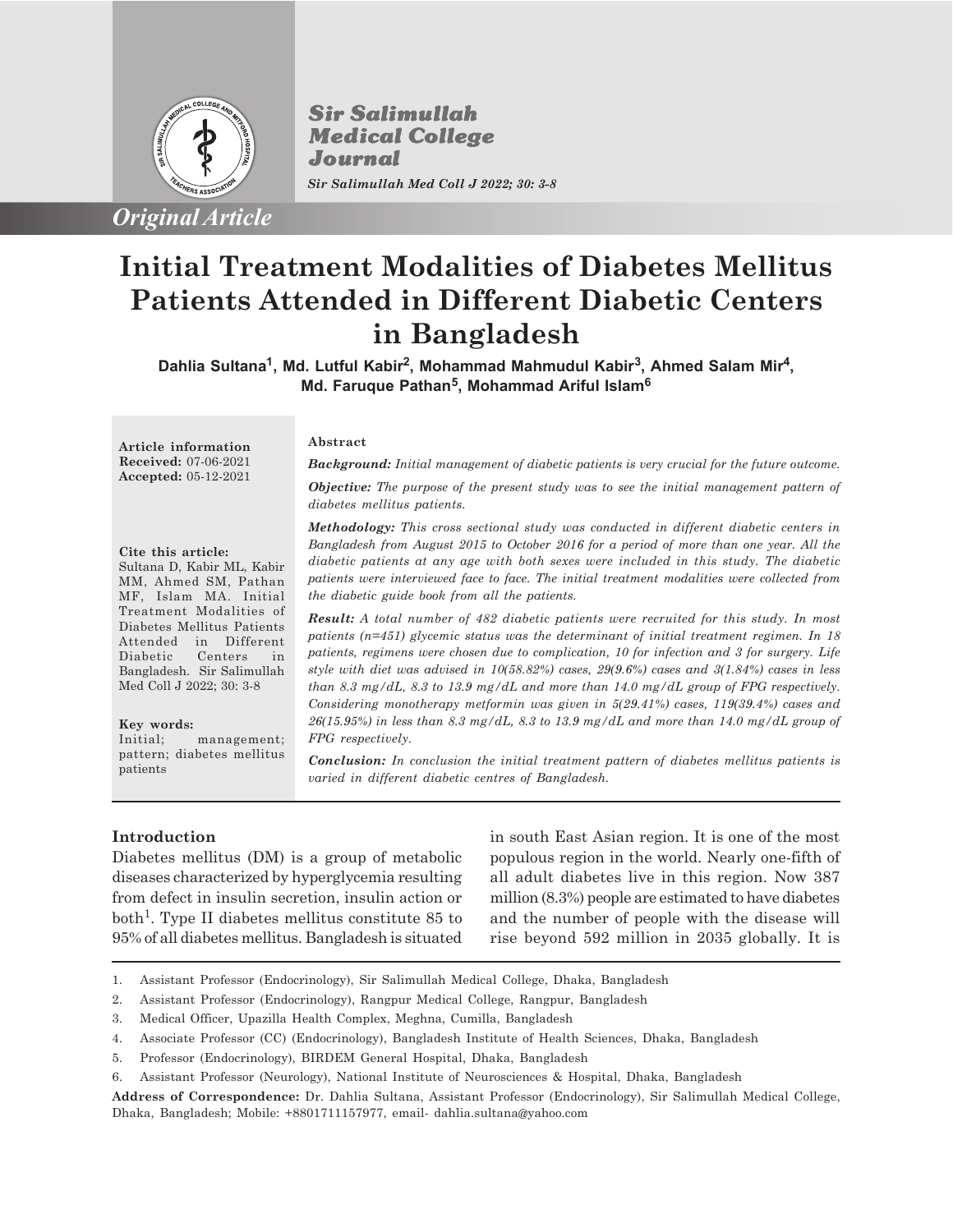*Original Article*

# Initial Treatment Modalities of Diabetes Mellitus Patients Attended in Different Diabetic Centers in Bangladesh

**Dahlia Sultana[1], Md. Lutful Kabir[2], Mohammad Mahmudul Kabir[3], Ahmed Salam Mir[4], Md. Faruque Pathan[5], Mohammad Ariful Islam[6]**

**Article information**
**Received:** 07-06-2021
**Accepted:** 05-12-2021

**Cite this article:**
Sultana D, Kabir ML, Kabir MM, Ahmed SM, Pathan MF, Islam MA. Initial Treatment Modalities of Diabetes Mellitus Patients Attended in Different Diabetic Centers in Bangladesh. Sir Salimullah Med Coll J 2022; 30: 3-8

**Key words:**
Initial; management; pattern; diabetes mellitus patients

**Abstract**

***Background:*** *Initial management of diabetic patients is very crucial for the future outcome.*

***Objective:*** *The purpose of the present study was to see the initial management pattern of diabetes mellitus patients.*

***Methodology:*** *This cross sectional study was conducted in different diabetic centers in Bangladesh from August 2015 to October 2016 for a period of more than one year. All the diabetic patients at any age with both sexes were included in this study. The diabetic patients were interviewed face to face. The initial treatment modalities were collected from the diabetic guide book from all the patients.*

***Result:*** *A total number of 482 diabetic patients were recruited for this study. In most patients (n=451) glycemic status was the determinant of initial treatment regimen. In 18 patients, regimens were chosen due to complication, 10 for infection and 3 for surgery. Life style with diet was advised in 10(58.82%) cases, 29(9.6%) cases and 3(1.84%) cases in less than 8.3 mg/dL, 8.3 to 13.9 mg/dL and more than 14.0 mg/dL group of FPG respectively. Considering monotherapy metformin was given in 5(29.41%) cases, 119(39.4%) cases and 26(15.95%) in less than 8.3 mg/dL, 8.3 to 13.9 mg/dL and more than 14.0 mg/dL group of FPG respectively.*

***Conclusion:*** *In conclusion the initial treatment pattern of diabetes mellitus patients is varied in different diabetic centres of Bangladesh.*

## Introduction

Diabetes mellitus (DM) is a group of metabolic diseases characterized by hyperglycemia resulting from defect in insulin secretion, insulin action or both[1]. Type II diabetes mellitus constitute 85 to 95% of all diabetes mellitus. Bangladesh is situated in south East Asian region. It is one of the most populous region in the world. Nearly one-fifth of all adult diabetes live in this region. Now 387 million (8.3%) people are estimated to have diabetes and the number of people with the disease will rise beyond 592 million in 2035 globally. It is

1. Assistant Professor (Endocrinology), Sir Salimullah Medical College, Dhaka, Bangladesh
2. Assistant Professor (Endocrinology), Rangpur Medical College, Rangpur, Bangladesh
3. Medical Officer, Upazilla Health Complex, Meghna, Cumilla, Bangladesh
4. Associate Professor (CC) (Endocrinology), Bangladesh Institute of Health Sciences, Dhaka, Bangladesh
5. Professor (Endocrinology), BIRDEM General Hospital, Dhaka, Bangladesh
6. Assistant Professor (Neurology), National Institute of Neurosciences & Hospital, Dhaka, Bangladesh

**Address of Correspondence:** Dr. Dahlia Sultana, Assistant Professor (Endocrinology), Sir Salimullah Medical College, Dhaka, Bangladesh; Mobile: +8801711157977, email- dahlia.sultana@yahoo.com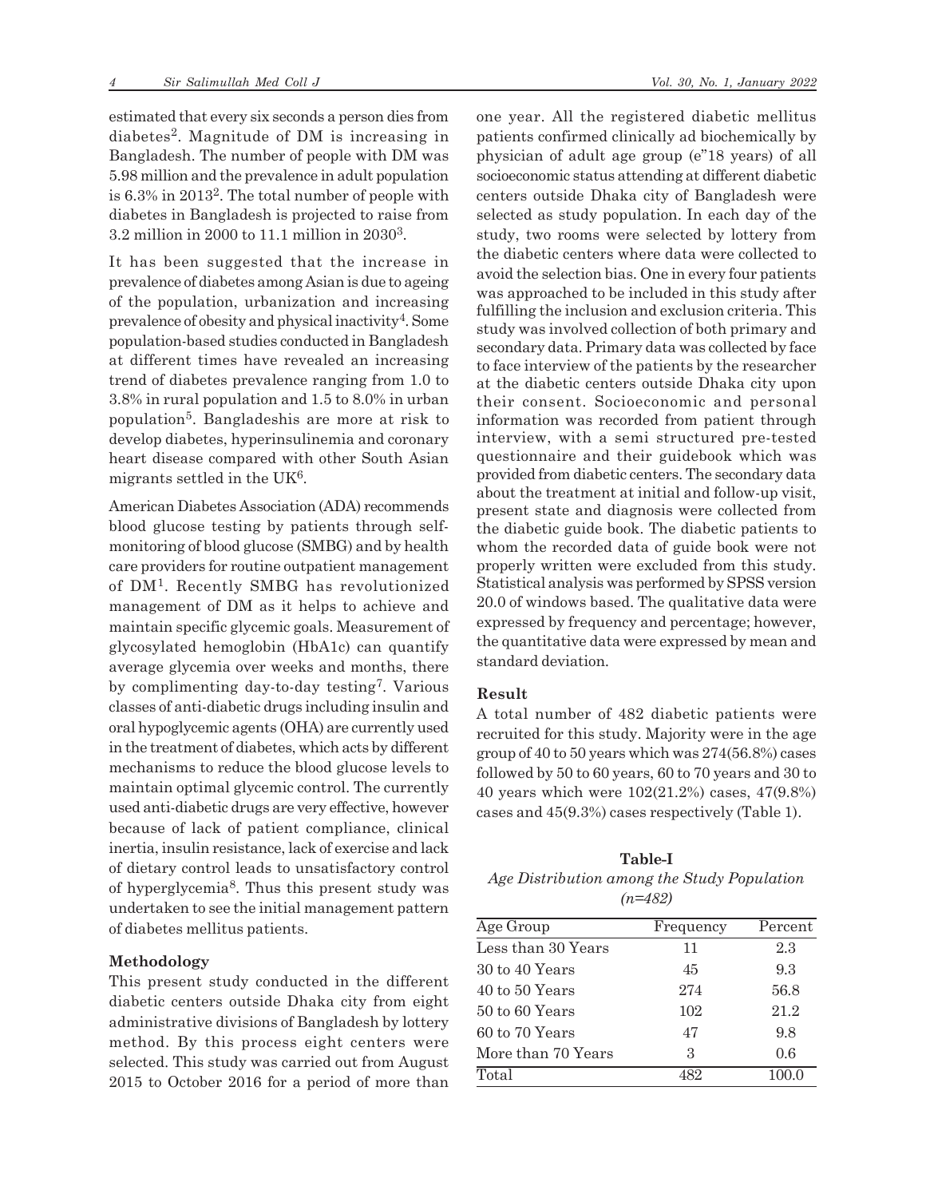estimated that every six seconds a person dies from diabetes[2]. Magnitude of DM is increasing in Bangladesh. The number of people with DM was 5.98 million and the prevalence in adult population is 6.3% in 2013[2]. The total number of people with diabetes in Bangladesh is projected to raise from 3.2 million in 2000 to 11.1 million in 2030[3].

It has been suggested that the increase in prevalence of diabetes among Asian is due to ageing of the population, urbanization and increasing prevalence of obesity and physical inactivity[4]. Some population-based studies conducted in Bangladesh at different times have revealed an increasing trend of diabetes prevalence ranging from 1.0 to 3.8% in rural population and 1.5 to 8.0% in urban population[5]. Bangladeshis are more at risk to develop diabetes, hyperinsulinemia and coronary heart disease compared with other South Asian migrants settled in the UK[6].

American Diabetes Association (ADA) recommends blood glucose testing by patients through self-monitoring of blood glucose (SMBG) and by health care providers for routine outpatient management of DM[1]. Recently SMBG has revolutionized management of DM as it helps to achieve and maintain specific glycemic goals. Measurement of glycosylated hemoglobin (HbA1c) can quantify average glycemia over weeks and months, there by complimenting day-to-day testing[7]. Various classes of anti-diabetic drugs including insulin and oral hypoglycemic agents (OHA) are currently used in the treatment of diabetes, which acts by different mechanisms to reduce the blood glucose levels to maintain optimal glycemic control. The currently used anti-diabetic drugs are very effective, however because of lack of patient compliance, clinical inertia, insulin resistance, lack of exercise and lack of dietary control leads to unsatisfactory control of hyperglycemia[8]. Thus this present study was undertaken to see the initial management pattern of diabetes mellitus patients.

### Methodology

This present study conducted in the different diabetic centers outside Dhaka city from eight administrative divisions of Bangladesh by lottery method. By this process eight centers were selected. This study was carried out from August 2015 to October 2016 for a period of more than one year. All the registered diabetic mellitus patients confirmed clinically ad biochemically by physician of adult age group (e"18 years) of all socioeconomic status attending at different diabetic centers outside Dhaka city of Bangladesh were selected as study population. In each day of the study, two rooms were selected by lottery from the diabetic centers where data were collected to avoid the selection bias. One in every four patients was approached to be included in this study after fulfilling the inclusion and exclusion criteria. This study was involved collection of both primary and secondary data. Primary data was collected by face to face interview of the patients by the researcher at the diabetic centers outside Dhaka city upon their consent. Socioeconomic and personal information was recorded from patient through interview, with a semi structured pre-tested questionnaire and their guidebook which was provided from diabetic centers. The secondary data about the treatment at initial and follow-up visit, present state and diagnosis were collected from the diabetic guide book. The diabetic patients to whom the recorded data of guide book were not properly written were excluded from this study. Statistical analysis was performed by SPSS version 20.0 of windows based. The qualitative data were expressed by frequency and percentage; however, the quantitative data were expressed by mean and standard deviation.

### Result

A total number of 482 diabetic patients were recruited for this study. Majority were in the age group of 40 to 50 years which was 274(56.8%) cases followed by 50 to 60 years, 60 to 70 years and 30 to 40 years which were 102(21.2%) cases, 47(9.8%) cases and 45(9.3%) cases respectively (Table 1).

**Table-I**
*Age Distribution among the Study Population (n=482)*

| Age Group | Frequency | Percent |
|---|---|---|
| Less than 30 Years | 11 | 2.3 |
| 30 to 40 Years | 45 | 9.3 |
| 40 to 50 Years | 274 | 56.8 |
| 50 to 60 Years | 102 | 21.2 |
| 60 to 70 Years | 47 | 9.8 |
| More than 70 Years | 3 | 0.6 |
| Total | 482 | 100.0 |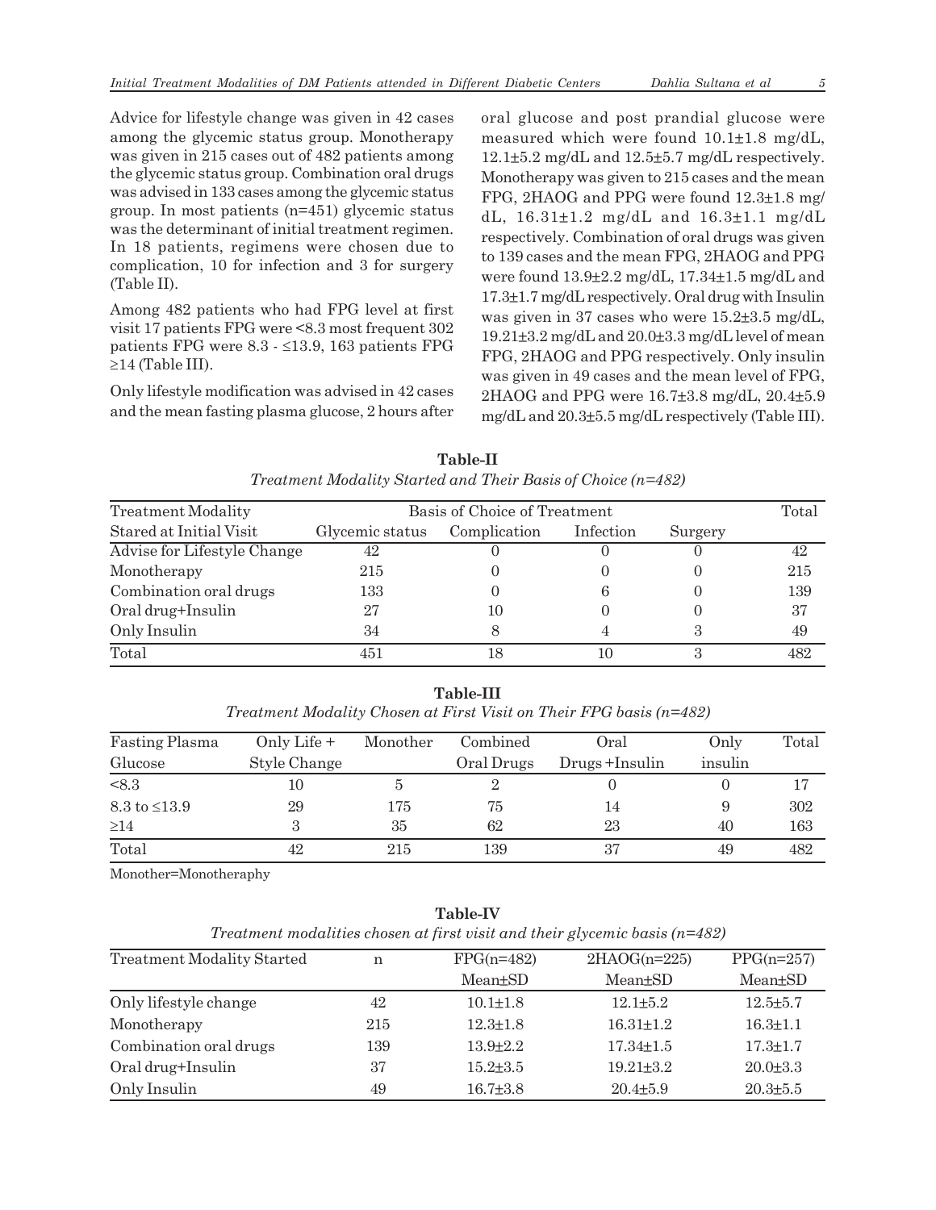Advice for lifestyle change was given in 42 cases among the glycemic status group. Monotherapy was given in 215 cases out of 482 patients among the glycemic status group. Combination oral drugs was advised in 133 cases among the glycemic status group. In most patients (n=451) glycemic status was the determinant of initial treatment regimen. In 18 patients, regimens were chosen due to complication, 10 for infection and 3 for surgery (Table II).

Among 482 patients who had FPG level at first visit 17 patients FPG were <8.3 most frequent 302 patients FPG were 8.3 - ≤13.9, 163 patients FPG ≥14 (Table III).

Only lifestyle modification was advised in 42 cases and the mean fasting plasma glucose, 2 hours after oral glucose and post prandial glucose were measured which were found 10.1±1.8 mg/dL, 12.1±5.2 mg/dL and 12.5±5.7 mg/dL respectively. Monotherapy was given to 215 cases and the mean FPG, 2HAOG and PPG were found 12.3±1.8 mg/dL, 16.31±1.2 mg/dL and 16.3±1.1 mg/dL respectively. Combination of oral drugs was given to 139 cases and the mean FPG, 2HAOG and PPG were found 13.9±2.2 mg/dL, 17.34±1.5 mg/dL and 17.3±1.7 mg/dL respectively. Oral drug with Insulin was given in 37 cases who were 15.2±3.5 mg/dL, 19.21±3.2 mg/dL and 20.0±3.3 mg/dL level of mean FPG, 2HAOG and PPG respectively. Only insulin was given in 49 cases and the mean level of FPG, 2HAOG and PPG were 16.7±3.8 mg/dL, 20.4±5.9 mg/dL and 20.3±5.5 mg/dL respectively (Table III).

**Table-II**

*Treatment Modality Started and Their Basis of Choice (n=482)*

| Treatment Modality | Basis of Choice of Treatment | | | | Total |
|---|---|---|---|---|---|
| Stared at Initial Visit | Glycemic status | Complication | Infection | Surgery | |
| Advise for Lifestyle Change | 42 | 0 | 0 | 0 | 42 |
| Monotherapy | 215 | 0 | 0 | 0 | 215 |
| Combination oral drugs | 133 | 0 | 6 | 0 | 139 |
| Oral drug+Insulin | 27 | 10 | 0 | 0 | 37 |
| Only Insulin | 34 | 8 | 4 | 3 | 49 |
| Total | 451 | 18 | 10 | 3 | 482 |

**Table-III**

*Treatment Modality Chosen at First Visit on Their FPG basis (n=482)*

| Fasting Plasma Glucose | Only Life + Style Change | Monother | Combined Oral Drugs | Oral Drugs +Insulin | Only insulin | Total |
|---|---|---|---|---|---|---|
| <8.3 | 10 | 5 | 2 | 0 | 0 | 17 |
| 8.3 to ≤13.9 | 29 | 175 | 75 | 14 | 9 | 302 |
| ≥14 | 3 | 35 | 62 | 23 | 40 | 163 |
| Total | 42 | 215 | 139 | 37 | 49 | 482 |

Monother=Monotheraphy

**Table-IV**

*Treatment modalities chosen at first visit and their glycemic basis (n=482)*

| Treatment Modality Started | n | FPG(n=482) Mean±SD | 2HAOG(n=225) Mean±SD | PPG(n=257) Mean±SD |
|---|---|---|---|---|
| Only lifestyle change | 42 | 10.1±1.8 | 12.1±5.2 | 12.5±5.7 |
| Monotherapy | 215 | 12.3±1.8 | 16.31±1.2 | 16.3±1.1 |
| Combination oral drugs | 139 | 13.9±2.2 | 17.34±1.5 | 17.3±1.7 |
| Oral drug+Insulin | 37 | 15.2±3.5 | 19.21±3.2 | 20.0±3.3 |
| Only Insulin | 49 | 16.7±3.8 | 20.4±5.9 | 20.3±5.5 |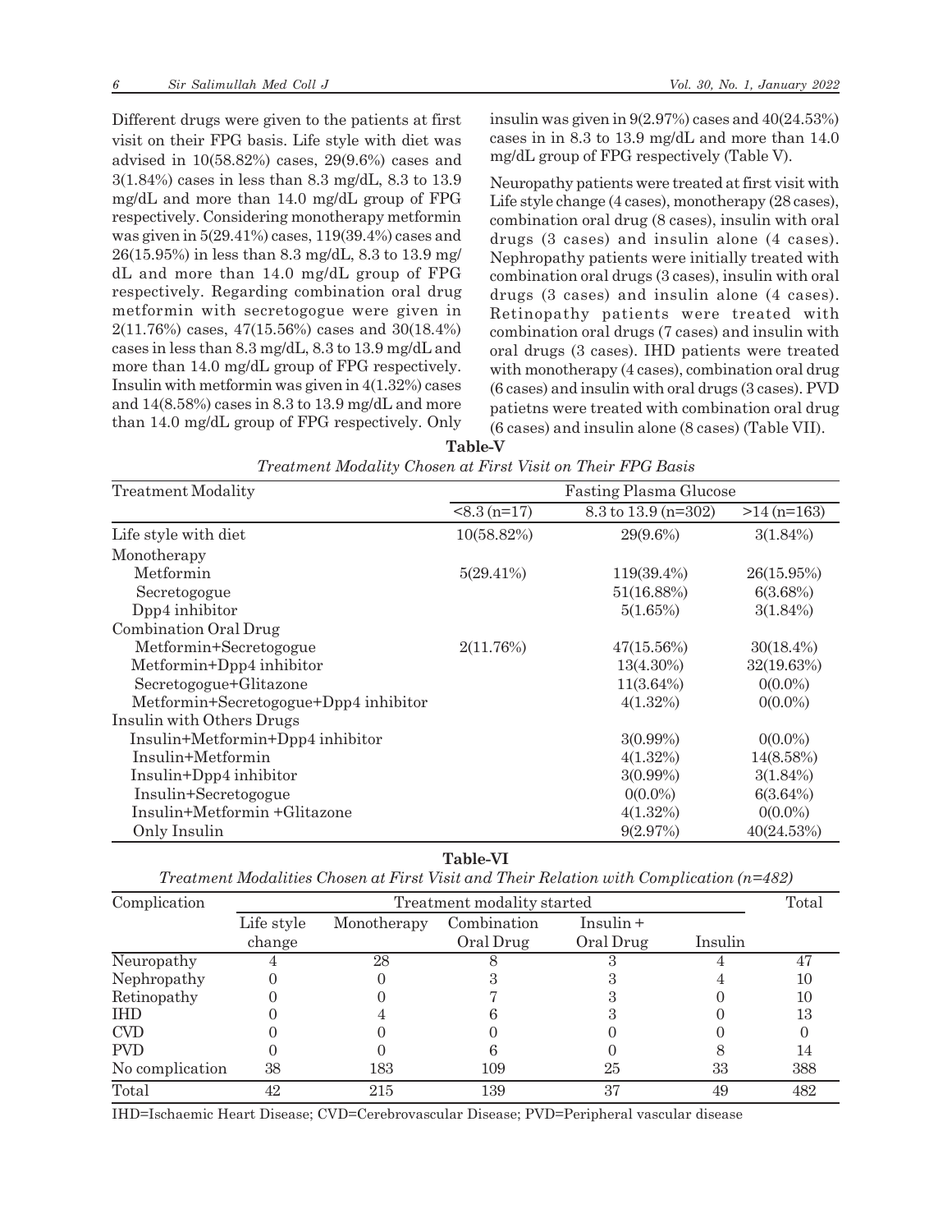Different drugs were given to the patients at first visit on their FPG basis. Life style with diet was advised in 10(58.82%) cases, 29(9.6%) cases and 3(1.84%) cases in less than 8.3 mg/dL, 8.3 to 13.9 mg/dL and more than 14.0 mg/dL group of FPG respectively. Considering monotherapy metformin was given in 5(29.41%) cases, 119(39.4%) cases and 26(15.95%) in less than 8.3 mg/dL, 8.3 to 13.9 mg/dL and more than 14.0 mg/dL group of FPG respectively. Regarding combination oral drug metformin with secretogogue were given in 2(11.76%) cases, 47(15.56%) cases and 30(18.4%) cases in less than 8.3 mg/dL, 8.3 to 13.9 mg/dL and more than 14.0 mg/dL group of FPG respectively. Insulin with metformin was given in 4(1.32%) cases and 14(8.58%) cases in 8.3 to 13.9 mg/dL and more than 14.0 mg/dL group of FPG respectively. Only insulin was given in 9(2.97%) cases and 40(24.53%) cases in in 8.3 to 13.9 mg/dL and more than 14.0 mg/dL group of FPG respectively (Table V).

Neuropathy patients were treated at first visit with Life style change (4 cases), monotherapy (28 cases), combination oral drug (8 cases), insulin with oral drugs (3 cases) and insulin alone (4 cases). Nephropathy patients were initially treated with combination oral drugs (3 cases), insulin with oral drugs (3 cases) and insulin alone (4 cases). Retinopathy patients were treated with combination oral drugs (7 cases) and insulin with oral drugs (3 cases). IHD patients were treated with monotherapy (4 cases), combination oral drug (6 cases) and insulin with oral drugs (3 cases). PVD patietns were treated with combination oral drug (6 cases) and insulin alone (8 cases) (Table VII).

**Table-V**

*Treatment Modality Chosen at First Visit on Their FPG Basis*

| Treatment Modality | Fasting Plasma Glucose | | |
|---|---|---|---|
| | <8.3 (n=17) | 8.3 to 13.9 (n=302) | >14 (n=163) |
| Life style with diet | 10(58.82%) | 29(9.6%) | 3(1.84%) |
| Monotherapy | | | |
| Metformin | 5(29.41%) | 119(39.4%) | 26(15.95%) |
| Secretogogue | | 51(16.88%) | 6(3.68%) |
| Dpp4 inhibitor | | 5(1.65%) | 3(1.84%) |
| Combination Oral Drug | | | |
| Metformin+Secretogogue | 2(11.76%) | 47(15.56%) | 30(18.4%) |
| Metformin+Dpp4 inhibitor | | 13(4.30%) | 32(19.63%) |
| Secretogogue+Glitazone | | 11(3.64%) | 0(0.0%) |
| Metformin+Secretogogue+Dpp4 inhibitor | | 4(1.32%) | 0(0.0%) |
| Insulin with Others Drugs | | | |
| Insulin+Metformin+Dpp4 inhibitor | | 3(0.99%) | 0(0.0%) |
| Insulin+Metformin | | 4(1.32%) | 14(8.58%) |
| Insulin+Dpp4 inhibitor | | 3(0.99%) | 3(1.84%) |
| Insulin+Secretogogue | | 0(0.0%) | 6(3.64%) |
| Insulin+Metformin +Glitazone | | 4(1.32%) | 0(0.0%) |
| Only Insulin | | 9(2.97%) | 40(24.53%) |

**Table-VI**

*Treatment Modalities Chosen at First Visit and Their Relation with Complication (n=482)*

| Complication | Treatment modality started | | | | | Total |
|---|---|---|---|---|---|---|
| | Life style change | Monotherapy | Combination Oral Drug | Insulin + Oral Drug | Insulin | |
| Neuropathy | 4 | 28 | 8 | 3 | 4 | 47 |
| Nephropathy | 0 | 0 | 3 | 3 | 4 | 10 |
| Retinopathy | 0 | 0 | 7 | 3 | 0 | 10 |
| IHD | 0 | 4 | 6 | 3 | 0 | 13 |
| CVD | 0 | 0 | 0 | 0 | 0 | 0 |
| PVD | 0 | 0 | 6 | 0 | 8 | 14 |
| No complication | 38 | 183 | 109 | 25 | 33 | 388 |
| Total | 42 | 215 | 139 | 37 | 49 | 482 |

IHD=Ischaemic Heart Disease; CVD=Cerebrovascular Disease; PVD=Peripheral vascular disease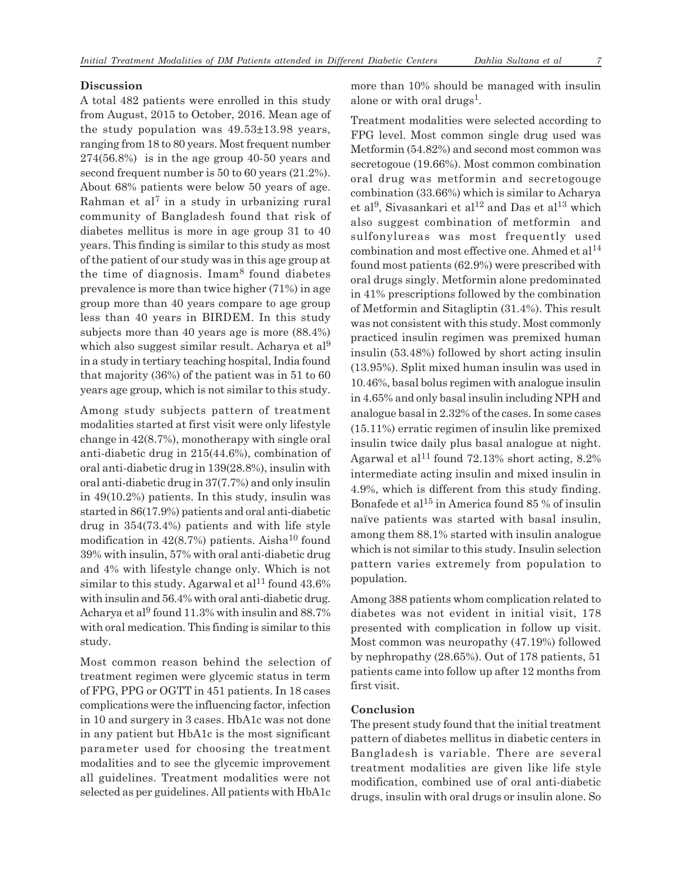## Discussion

A total 482 patients were enrolled in this study from August, 2015 to October, 2016. Mean age of the study population was 49.53±13.98 years, ranging from 18 to 80 years. Most frequent number 274(56.8%) is in the age group 40-50 years and second frequent number is 50 to 60 years (21.2%). About 68% patients were below 50 years of age. Rahman et al[7] in a study in urbanizing rural community of Bangladesh found that risk of diabetes mellitus is more in age group 31 to 40 years. This finding is similar to this study as most of the patient of our study was in this age group at the time of diagnosis. Imam[8] found diabetes prevalence is more than twice higher (71%) in age group more than 40 years compare to age group less than 40 years in BIRDEM. In this study subjects more than 40 years age is more (88.4%) which also suggest similar result. Acharya et al[9] in a study in tertiary teaching hospital, India found that majority (36%) of the patient was in 51 to 60 years age group, which is not similar to this study.

Among study subjects pattern of treatment modalities started at first visit were only lifestyle change in 42(8.7%), monotherapy with single oral anti-diabetic drug in 215(44.6%), combination of oral anti-diabetic drug in 139(28.8%), insulin with oral anti-diabetic drug in 37(7.7%) and only insulin in 49(10.2%) patients. In this study, insulin was started in 86(17.9%) patients and oral anti-diabetic drug in 354(73.4%) patients and with life style modification in 42(8.7%) patients. Aisha[10] found 39% with insulin, 57% with oral anti-diabetic drug and 4% with lifestyle change only. Which is not similar to this study. Agarwal et al[11] found 43.6% with insulin and 56.4% with oral anti-diabetic drug. Acharya et al[9] found 11.3% with insulin and 88.7% with oral medication. This finding is similar to this study.

Most common reason behind the selection of treatment regimen were glycemic status in term of FPG, PPG or OGTT in 451 patients. In 18 cases complications were the influencing factor, infection in 10 and surgery in 3 cases. HbA1c was not done in any patient but HbA1c is the most significant parameter used for choosing the treatment modalities and to see the glycemic improvement all guidelines. Treatment modalities were not selected as per guidelines. All patients with HbA1c more than 10% should be managed with insulin alone or with oral drugs[1].

Treatment modalities were selected according to FPG level. Most common single drug used was Metformin (54.82%) and second most common was secretogoue (19.66%). Most common combination oral drug was metformin and secretogouge combination (33.66%) which is similar to Acharya et al[9], Sivasankari et al[12] and Das et al[13] which also suggest combination of metformin and sulfonylureas was most frequently used combination and most effective one. Ahmed et al[14] found most patients (62.9%) were prescribed with oral drugs singly. Metformin alone predominated in 41% prescriptions followed by the combination of Metformin and Sitagliptin (31.4%). This result was not consistent with this study. Most commonly practiced insulin regimen was premixed human insulin (53.48%) followed by short acting insulin (13.95%). Split mixed human insulin was used in 10.46%, basal bolus regimen with analogue insulin in 4.65% and only basal insulin including NPH and analogue basal in 2.32% of the cases. In some cases (15.11%) erratic regimen of insulin like premixed insulin twice daily plus basal analogue at night. Agarwal et al[11] found 72.13% short acting, 8.2% intermediate acting insulin and mixed insulin in 4.9%, which is different from this study finding. Bonafede et al[15] in America found 85 % of insulin naïve patients was started with basal insulin, among them 88.1% started with insulin analogue which is not similar to this study. Insulin selection pattern varies extremely from population to population.

Among 388 patients whom complication related to diabetes was not evident in initial visit, 178 presented with complication in follow up visit. Most common was neuropathy (47.19%) followed by nephropathy (28.65%). Out of 178 patients, 51 patients came into follow up after 12 months from first visit.

## Conclusion

The present study found that the initial treatment pattern of diabetes mellitus in diabetic centers in Bangladesh is variable. There are several treatment modalities are given like life style modification, combined use of oral anti-diabetic drugs, insulin with oral drugs or insulin alone. So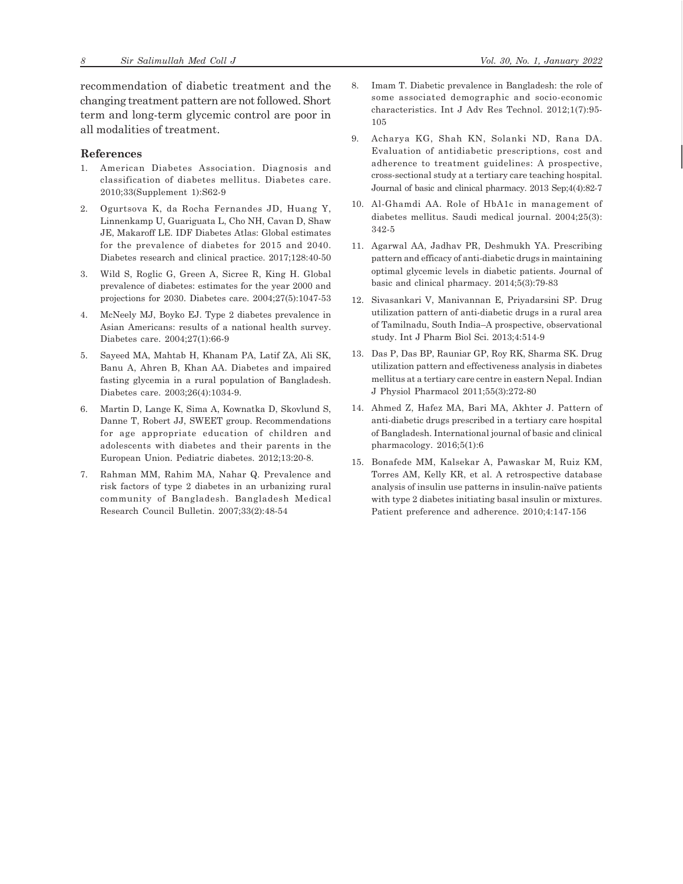recommendation of diabetic treatment and the changing treatment pattern are not followed. Short term and long-term glycemic control are poor in all modalities of treatment.

## References

1. American Diabetes Association. Diagnosis and classification of diabetes mellitus. Diabetes care. 2010;33(Supplement 1):S62-9
2. Ogurtsova K, da Rocha Fernandes JD, Huang Y, Linnenkamp U, Guariguata L, Cho NH, Cavan D, Shaw JE, Makaroff LE. IDF Diabetes Atlas: Global estimates for the prevalence of diabetes for 2015 and 2040. Diabetes research and clinical practice. 2017;128:40-50
3. Wild S, Roglic G, Green A, Sicree R, King H. Global prevalence of diabetes: estimates for the year 2000 and projections for 2030. Diabetes care. 2004;27(5):1047-53
4. McNeely MJ, Boyko EJ. Type 2 diabetes prevalence in Asian Americans: results of a national health survey. Diabetes care. 2004;27(1):66-9
5. Sayeed MA, Mahtab H, Khanam PA, Latif ZA, Ali SK, Banu A, Ahren B, Khan AA. Diabetes and impaired fasting glycemia in a rural population of Bangladesh. Diabetes care. 2003;26(4):1034-9.
6. Martin D, Lange K, Sima A, Kownatka D, Skovlund S, Danne T, Robert JJ, SWEET group. Recommendations for age appropriate education of children and adolescents with diabetes and their parents in the European Union. Pediatric diabetes. 2012;13:20-8.
7. Rahman MM, Rahim MA, Nahar Q. Prevalence and risk factors of type 2 diabetes in an urbanizing rural community of Bangladesh. Bangladesh Medical Research Council Bulletin. 2007;33(2):48-54
8. Imam T. Diabetic prevalence in Bangladesh: the role of some associated demographic and socio-economic characteristics. Int J Adv Res Technol. 2012;1(7):95-105
9. Acharya KG, Shah KN, Solanki ND, Rana DA. Evaluation of antidiabetic prescriptions, cost and adherence to treatment guidelines: A prospective, cross-sectional study at a tertiary care teaching hospital. Journal of basic and clinical pharmacy. 2013 Sep;4(4):82-7
10. Al-Ghamdi AA. Role of HbA1c in management of diabetes mellitus. Saudi medical journal. 2004;25(3): 342-5
11. Agarwal AA, Jadhav PR, Deshmukh YA. Prescribing pattern and efficacy of anti-diabetic drugs in maintaining optimal glycemic levels in diabetic patients. Journal of basic and clinical pharmacy. 2014;5(3):79-83
12. Sivasankari V, Manivannan E, Priyadarsini SP. Drug utilization pattern of anti-diabetic drugs in a rural area of Tamilnadu, South India–A prospective, observational study. Int J Pharm Biol Sci. 2013;4:514-9
13. Das P, Das BP, Rauniar GP, Roy RK, Sharma SK. Drug utilization pattern and effectiveness analysis in diabetes mellitus at a tertiary care centre in eastern Nepal. Indian J Physiol Pharmacol 2011;55(3):272-80
14. Ahmed Z, Hafez MA, Bari MA, Akhter J. Pattern of anti-diabetic drugs prescribed in a tertiary care hospital of Bangladesh. International journal of basic and clinical pharmacology. 2016;5(1):6
15. Bonafede MM, Kalsekar A, Pawaskar M, Ruiz KM, Torres AM, Kelly KR, et al. A retrospective database analysis of insulin use patterns in insulin-naïve patients with type 2 diabetes initiating basal insulin or mixtures. Patient preference and adherence. 2010;4:147-156